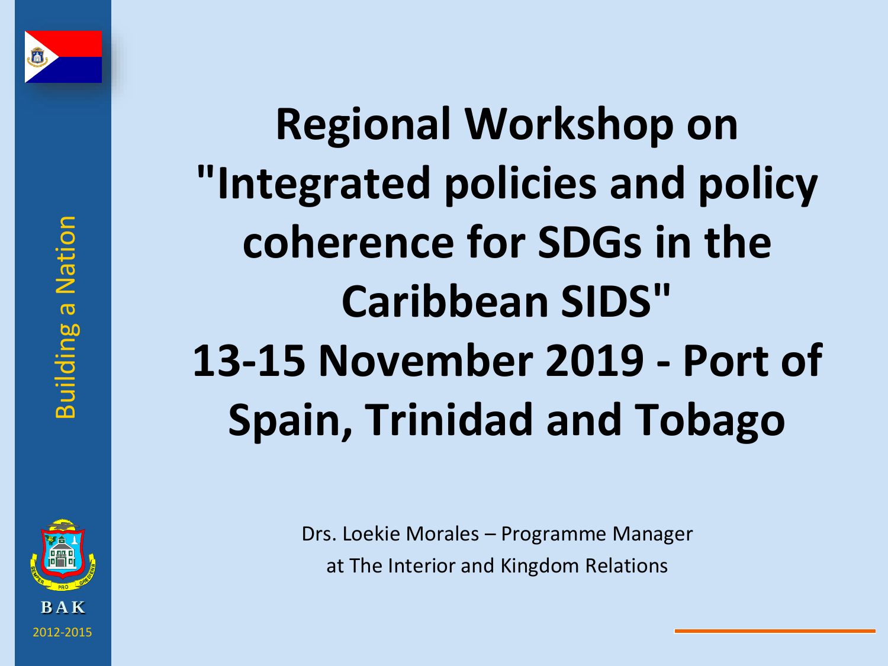Building a Nation

# Regional Workshop on "Integrated policies and policy coherence for SDGs in the Caribbean SIDS"
# 13-15 November 2019 - Port of Spain, Trinidad and Tobago

Drs. Loekie Morales – Programme Manager
at The Interior and Kingdom Relations

BAK
2012-2015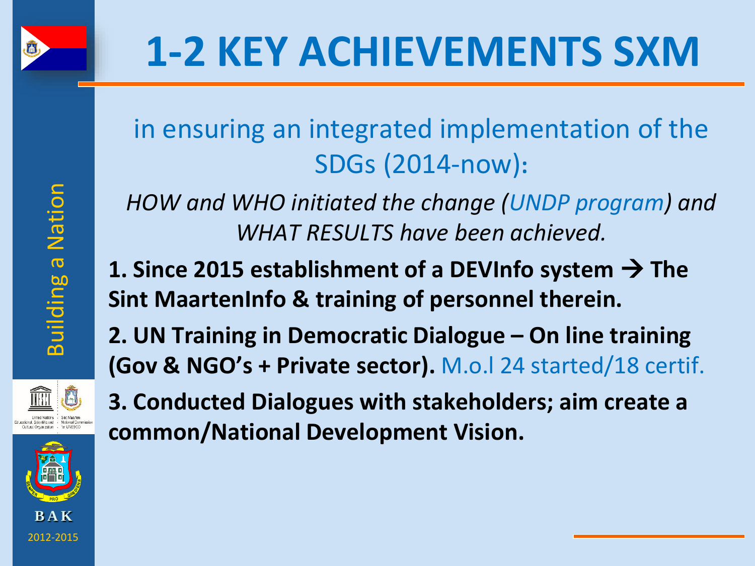# 1-2 KEY ACHIEVEMENTS SXM

in ensuring an integrated implementation of the SDGs (2014-now):

*HOW and WHO initiated the change (UNDP program) and WHAT RESULTS have been achieved.*

**1. Since 2015 establishment of a DEVInfo system → The Sint MaartenInfo & training of personnel therein.**

**2. UN Training in Democratic Dialogue – On line training (Gov & NGO's + Private sector).** M.o.l 24 started/18 certif.

**3. Conducted Dialogues with stakeholders; aim create a common/National Development Vision.**

Building a Nation

BAK

2012-2015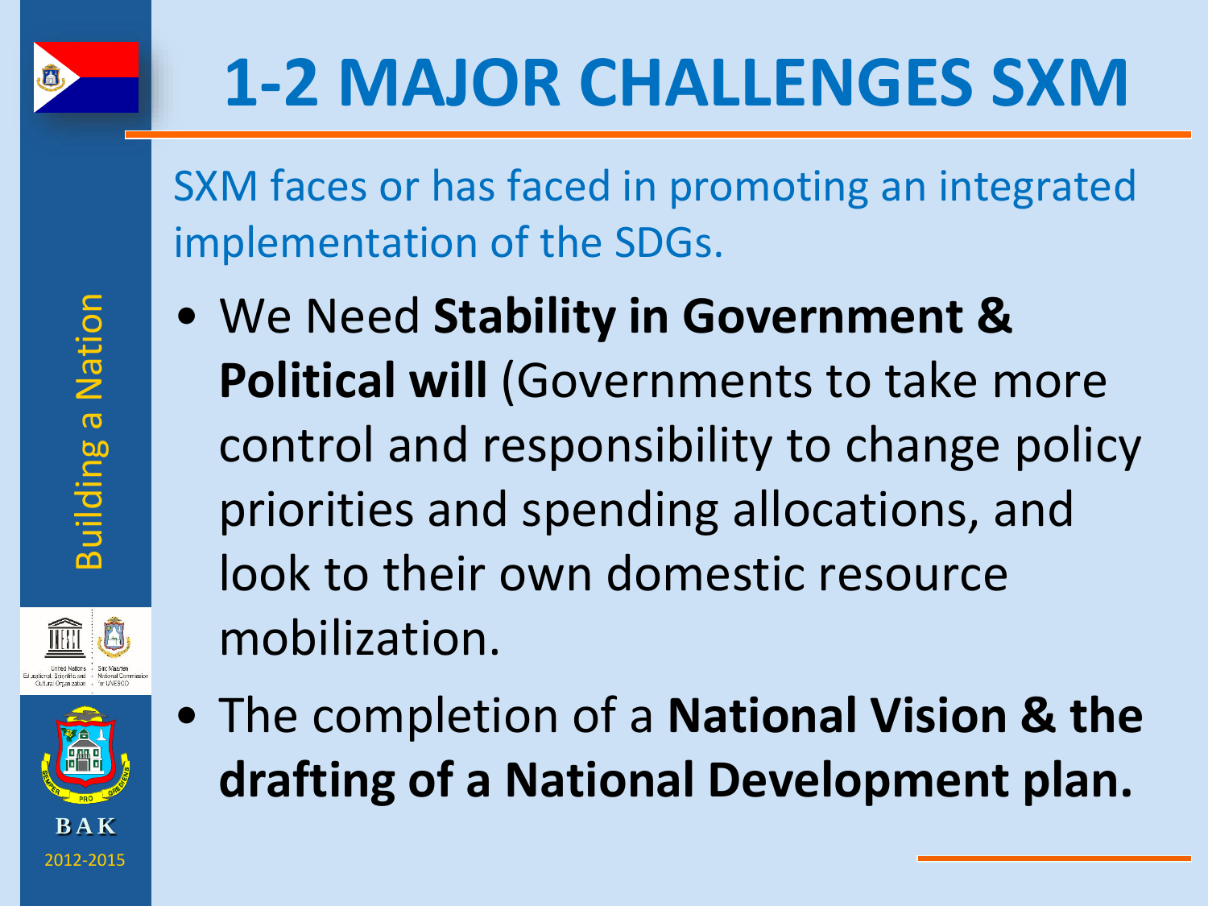# 1-2 MAJOR CHALLENGES SXM

SXM faces or has faced in promoting an integrated implementation of the SDGs.

- We Need **Stability in Government & Political will** (Governments to take more control and responsibility to change policy priorities and spending allocations, and look to their own domestic resource mobilization.
- The completion of a **National Vision & the drafting of a National Development plan.**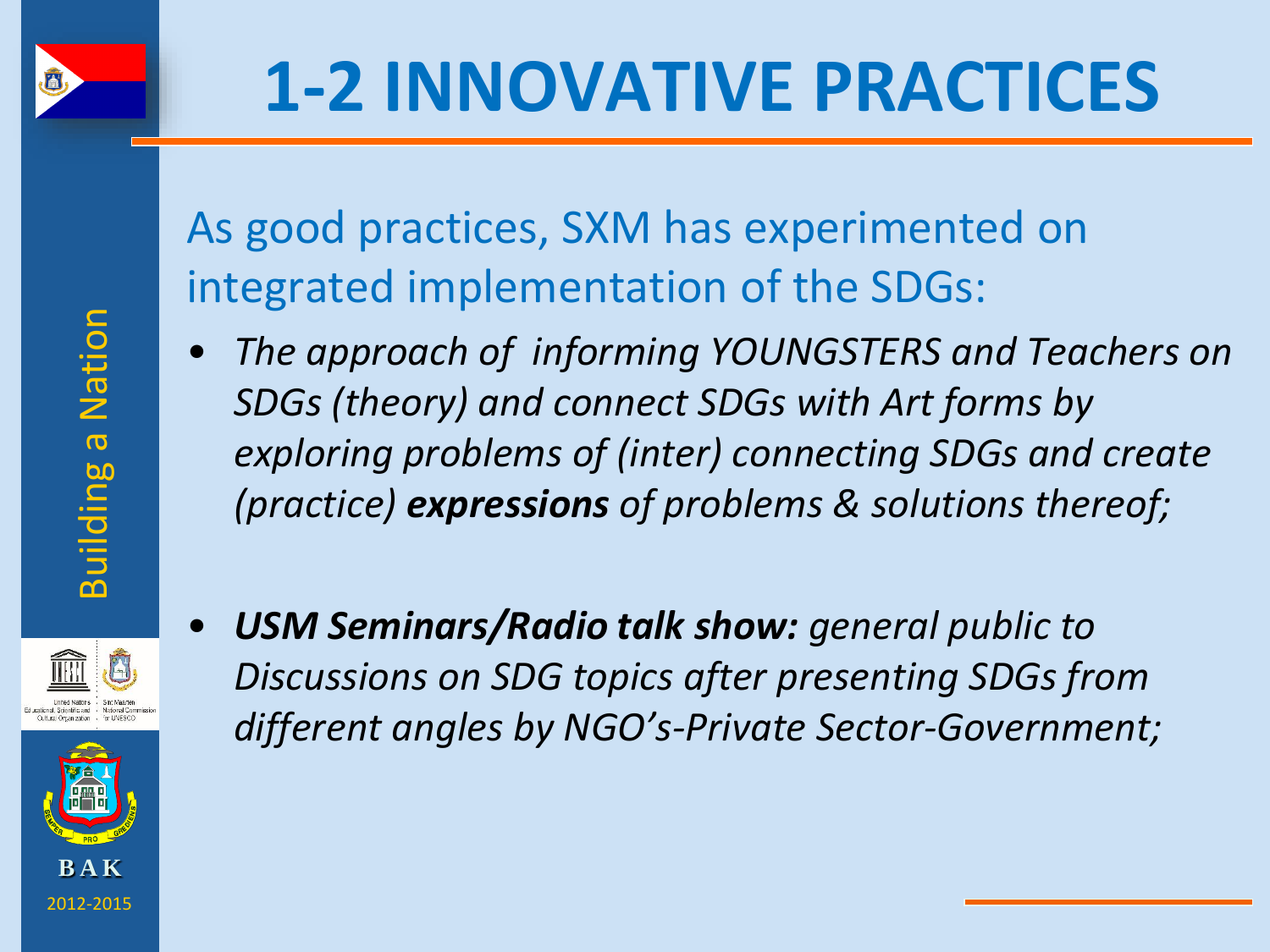# 1-2 INNOVATIVE PRACTICES

As good practices, SXM has experimented on integrated implementation of the SDGs:

- *The approach of informing YOUNGSTERS and Teachers on SDGs (theory) and connect SDGs with Art forms by exploring problems of (inter) connecting SDGs and create (practice)* ***expressions*** *of problems & solutions thereof;*

- ***USM Seminars/Radio talk show:*** *general public to Discussions on SDG topics after presenting SDGs from different angles by NGO's-Private Sector-Government;*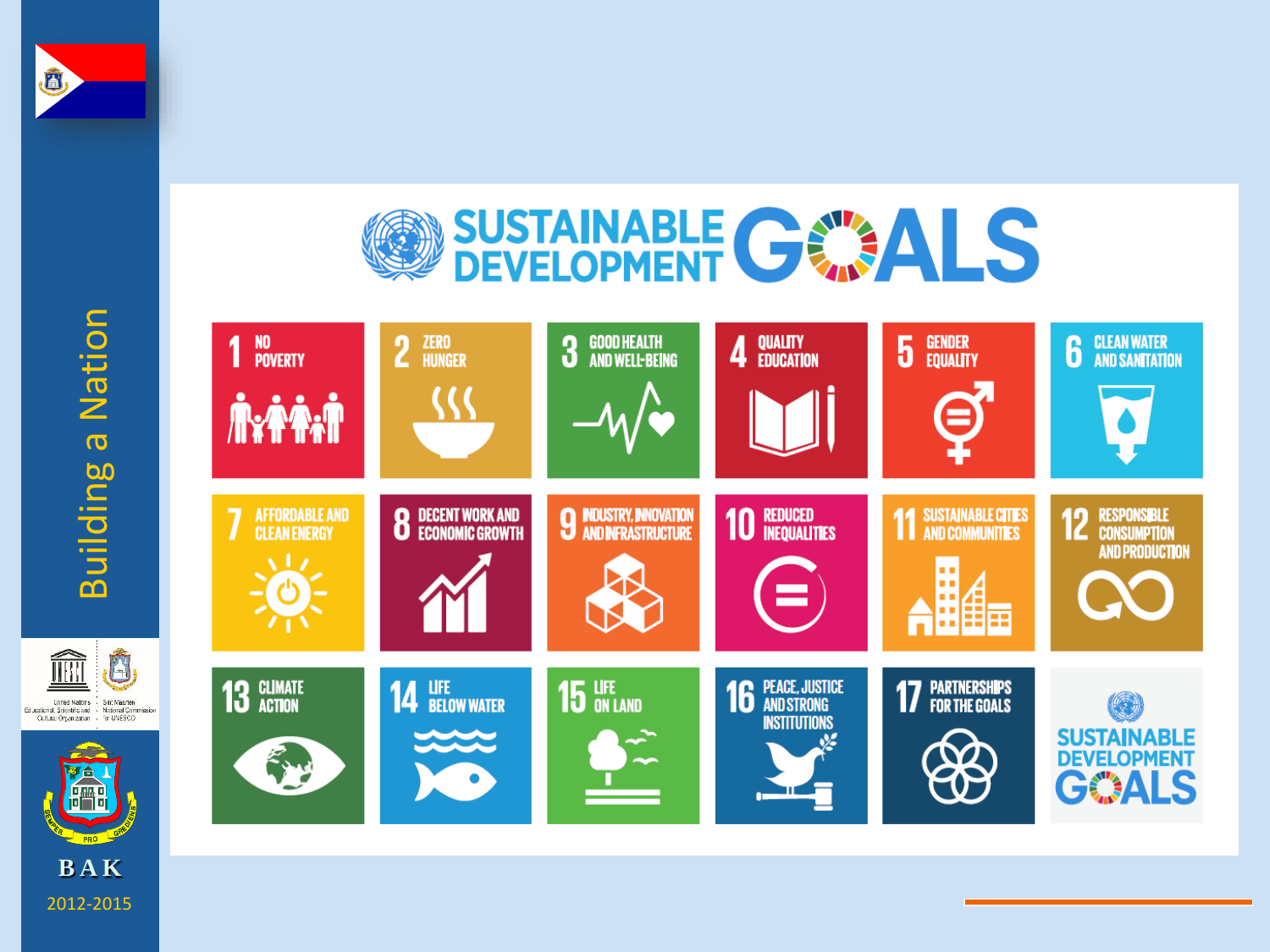Building a Nation

# SUSTAINABLE DEVELOPMENT GOALS

1. NO POVERTY
2. ZERO HUNGER
3. GOOD HEALTH AND WELL-BEING
4. QUALITY EDUCATION
5. GENDER EQUALITY
6. CLEAN WATER AND SANITATION
7. AFFORDABLE AND CLEAN ENERGY
8. DECENT WORK AND ECONOMIC GROWTH
9. INDUSTRY, INNOVATION AND INFRASTRUCTURE
10. REDUCED INEQUALITIES
11. SUSTAINABLE CITIES AND COMMUNITIES
12. RESPONSIBLE CONSUMPTION AND PRODUCTION
13. CLIMATE ACTION
14. LIFE BELOW WATER
15. LIFE ON LAND
16. PEACE, JUSTICE AND STRONG INSTITUTIONS
17. PARTNERSHIPS FOR THE GOALS

SUSTAINABLE DEVELOPMENT GOALS

United Nations Educational, Scientific and Cultural Organization · Sint Maarten National Commission for UNESCO

SEMPER PRO GREDIENS

BAK

2012-2015